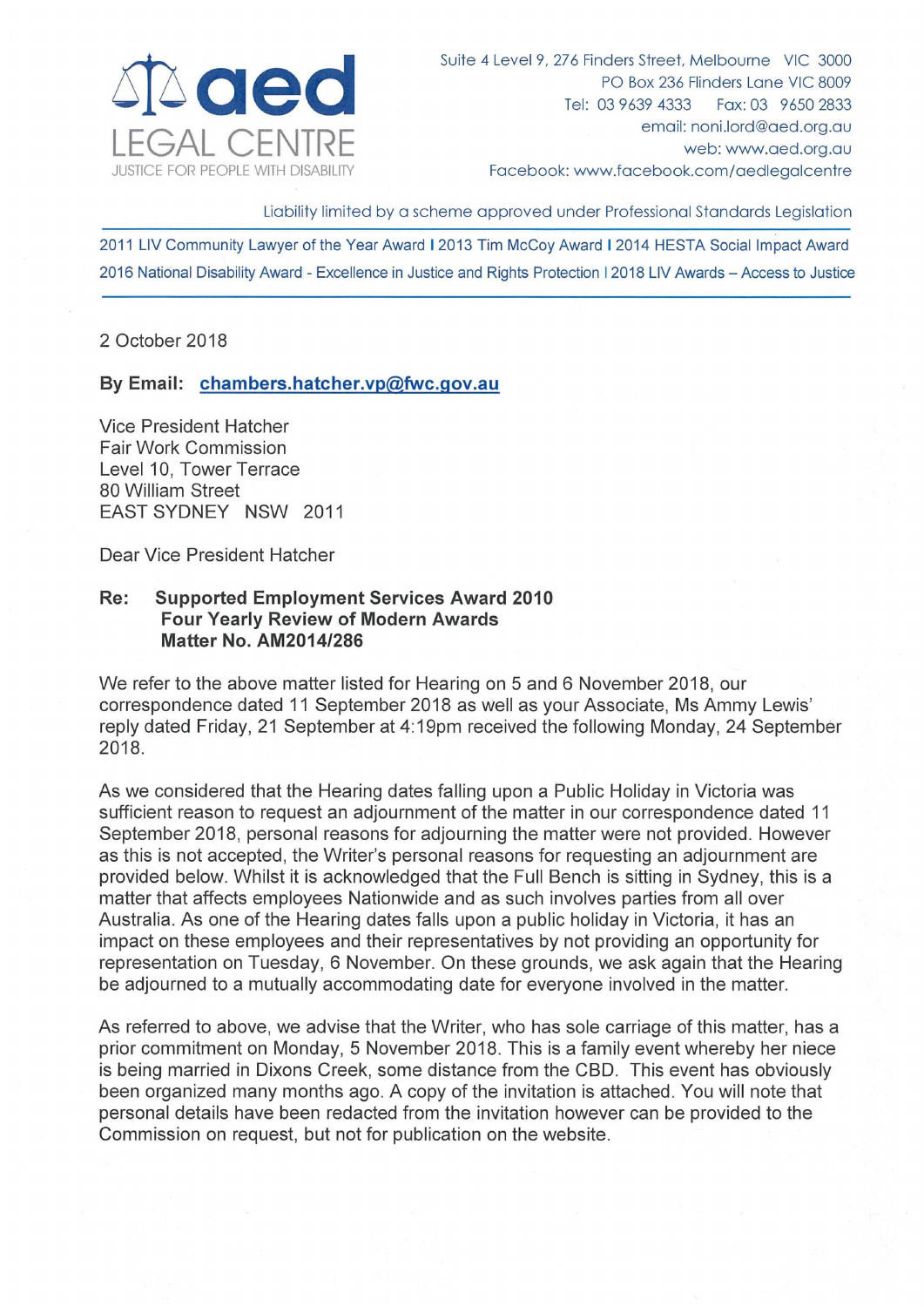**aed LEGAL CENTRE**
JUSTICE FOR PEOPLE WITH DISABILITY

Suite 4 Level 9, 276 Finders Street, Melbourne VIC 3000
PO Box 236 Flinders Lane VIC 8009
Tel: 03 9639 4333 Fax: 03 9650 2833
email: noni.lord@aed.org.au
web: www.aed.org.au
Facebook: www.facebook.com/aedlegalcentre

Liability limited by a scheme approved under Professional Standards Legislation

2011 LIV Community Lawyer of the Year Award I 2013 Tim McCoy Award I 2014 HESTA Social Impact Award
2016 National Disability Award - Excellence in Justice and Rights Protection I 2018 LIV Awards – Access to Justice

2 October 2018

**By Email:** chambers.hatcher.vp@fwc.gov.au

Vice President Hatcher
Fair Work Commission
Level 10, Tower Terrace
80 William Street
EAST SYDNEY NSW 2011

Dear Vice President Hatcher

**Re: Supported Employment Services Award 2010**
**Four Yearly Review of Modern Awards**
**Matter No. AM2014/286**

We refer to the above matter listed for Hearing on 5 and 6 November 2018, our correspondence dated 11 September 2018 as well as your Associate, Ms Ammy Lewis' reply dated Friday, 21 September at 4:19pm received the following Monday, 24 September 2018.

As we considered that the Hearing dates falling upon a Public Holiday in Victoria was sufficient reason to request an adjournment of the matter in our correspondence dated 11 September 2018, personal reasons for adjourning the matter were not provided. However as this is not accepted, the Writer's personal reasons for requesting an adjournment are provided below. Whilst it is acknowledged that the Full Bench is sitting in Sydney, this is a matter that affects employees Nationwide and as such involves parties from all over Australia. As one of the Hearing dates falls upon a public holiday in Victoria, it has an impact on these employees and their representatives by not providing an opportunity for representation on Tuesday, 6 November. On these grounds, we ask again that the Hearing be adjourned to a mutually accommodating date for everyone involved in the matter.

As referred to above, we advise that the Writer, who has sole carriage of this matter, has a prior commitment on Monday, 5 November 2018. This is a family event whereby her niece is being married in Dixons Creek, some distance from the CBD. This event has obviously been organized many months ago. A copy of the invitation is attached. You will note that personal details have been redacted from the invitation however can be provided to the Commission on request, but not for publication on the website.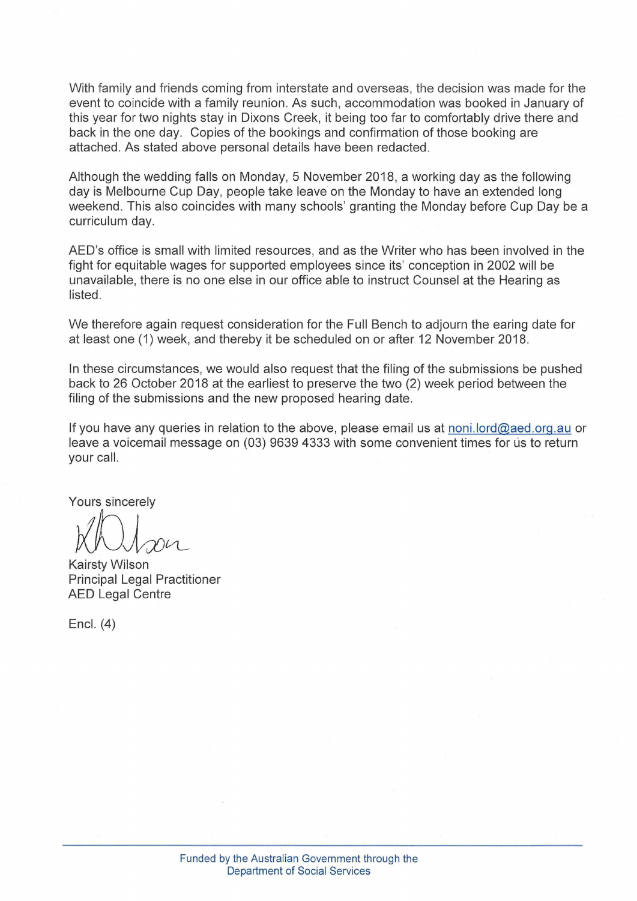With family and friends coming from interstate and overseas, the decision was made for the event to coincide with a family reunion. As such, accommodation was booked in January of this year for two nights stay in Dixons Creek, it being too far to comfortably drive there and back in the one day. Copies of the bookings and confirmation of those booking are attached. As stated above personal details have been redacted.

Although the wedding falls on Monday, 5 November 2018, a working day as the following day is Melbourne Cup Day, people take leave on the Monday to have an extended long weekend. This also coincides with many schools' granting the Monday before Cup Day be a curriculum day.

AED's office is small with limited resources, and as the Writer who has been involved in the fight for equitable wages for supported employees since its' conception in 2002 will be unavailable, there is no one else in our office able to instruct Counsel at the Hearing as listed.

We therefore again request consideration for the Full Bench to adjourn the earing date for at least one (1) week, and thereby it be scheduled on or after 12 November 2018.

In these circumstances, we would also request that the filing of the submissions be pushed back to 26 October 2018 at the earliest to preserve the two (2) week period between the filing of the submissions and the new proposed hearing date.

If you have any queries in relation to the above, please email us at noni.lord@aed.org.au or leave a voicemail message on (03) 9639 4333 with some convenient times for us to return your call.

Yours sincerely

Kairsty Wilson
Principal Legal Practitioner
AED Legal Centre

Encl. (4)

Funded by the Australian Government through the Department of Social Services